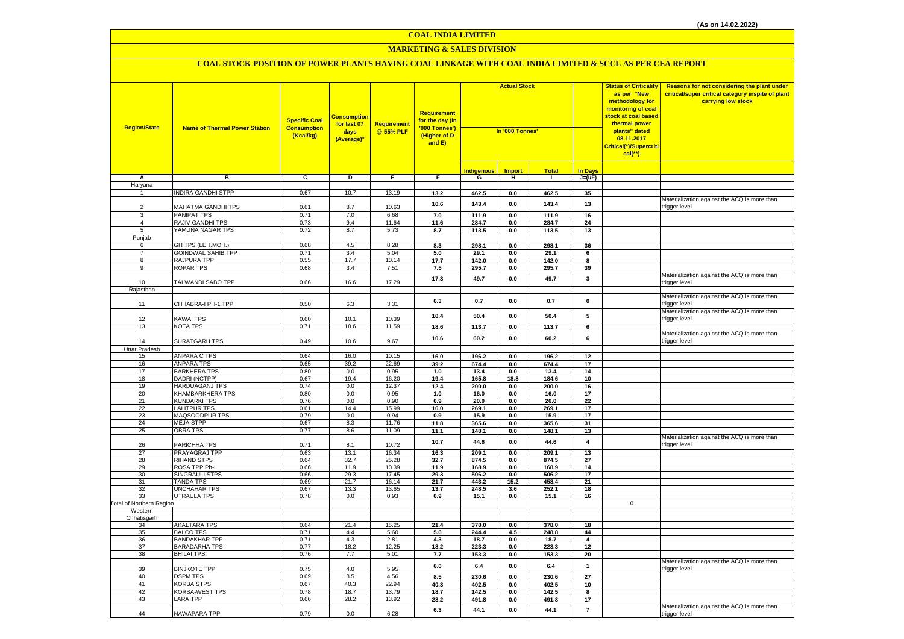(As on 14.02.2022)

# COAL INDIA LIMITED

## MARKETING & SALES DIVISION

### COAL STOCK POSITION OF POWER PLANTS HAVING COAL LINKAGE WITH COAL INDIA LIMITED & SCCL AS PER CEA REPORT

| Region/State | Name of Thermal Power Station | Specific Coal Consumption (Kcal/kg) | Consumption for last 07 days (Average)* | Requirement @ 55% PLF | Requirement for the day (In '000 Tonnes') (Higher of D and E) | Actual Stock In '000 Tonnes' | | | | Status of Criticality as per "New methodology for monitoring of coal stock at coal based thermal power plants" dated 08.11.2017 Critical(*)/Supercritical(**) | Reasons for not considering the plant under critical/super critical category inspite of plant carrying low stock |
|---|---|---|---|---|---|---|---|---|---|---|---|
| | | | | | | Indigenous | Import | Total | In Days | | |
| A | B | C | D | E | F | G | H | I | J=(I/F) | | |
| Haryana | | | | | | | | | | | |
| 1 | INDIRA GANDHI STPP | 0.67 | 10.7 | 13.19 | 13.2 | 462.5 | 0.0 | 462.5 | 35 | | |
| 2 | MAHATMA GANDHI TPS | 0.61 | 8.7 | 10.63 | 10.6 | 143.4 | 0.0 | 143.4 | 13 | | Materialization against the ACQ is more than trigger level |
| 3 | PANIPAT TPS | 0.71 | 7.0 | 6.68 | 7.0 | 111.9 | 0.0 | 111.9 | 16 | | |
| 4 | RAJIV GANDHI TPS | 0.73 | 9.4 | 11.64 | 11.6 | 284.7 | 0.0 | 284.7 | 24 | | |
| 5 | YAMUNA NAGAR TPS | 0.72 | 8.7 | 5.73 | 8.7 | 113.5 | 0.0 | 113.5 | 13 | | |
| Punjab | | | | | | | | | | | |
| 6 | GH TPS (LEH.MOH.) | 0.68 | 4.5 | 8.28 | 8.3 | 298.1 | 0.0 | 298.1 | 36 | | |
| 7 | GOINDWAL SAHIB TPP | 0.71 | 3.4 | 5.04 | 5.0 | 29.1 | 0.0 | 29.1 | 6 | | |
| 8 | RAJPURA TPP | 0.55 | 17.7 | 10.14 | 17.7 | 142.0 | 0.0 | 142.0 | 8 | | |
| 9 | ROPAR TPS | 0.68 | 3.4 | 7.51 | 7.5 | 295.7 | 0.0 | 295.7 | 39 | | |
| 10 | TALWANDI SABO TPP | 0.66 | 16.6 | 17.29 | 17.3 | 49.7 | 0.0 | 49.7 | 3 | | Materialization against the ACQ is more than trigger level |
| Rajasthan | | | | | | | | | | | |
| 11 | CHHABRA-I PH-1 TPP | 0.50 | 6.3 | 3.31 | 6.3 | 0.7 | 0.0 | 0.7 | 0 | | Materialization against the ACQ is more than trigger level |
| 12 | KAWAI TPS | 0.60 | 10.1 | 10.39 | 10.4 | 50.4 | 0.0 | 50.4 | 5 | | Materialization against the ACQ is more than trigger level |
| 13 | KOTA TPS | 0.71 | 18.6 | 11.59 | 18.6 | 113.7 | 0.0 | 113.7 | 6 | | |
| 14 | SURATGARH TPS | 0.49 | 10.6 | 9.67 | 10.6 | 60.2 | 0.0 | 60.2 | 6 | | Materialization against the ACQ is more than trigger level |
| Uttar Pradesh | | | | | | | | | | | |
| 15 | ANPARA C TPS | 0.64 | 16.0 | 10.15 | 16.0 | 196.2 | 0.0 | 196.2 | 12 | | |
| 16 | ANPARA TPS | 0.65 | 39.2 | 22.69 | 39.2 | 674.4 | 0.0 | 674.4 | 17 | | |
| 17 | BARKHERA TPS | 0.80 | 0.0 | 0.95 | 1.0 | 13.4 | 0.0 | 13.4 | 14 | | |
| 18 | DADRI (NCTPP) | 0.67 | 19.4 | 16.20 | 19.4 | 165.8 | 18.8 | 184.6 | 10 | | |
| 19 | HARDUAGANJ TPS | 0.74 | 0.0 | 12.37 | 12.4 | 200.0 | 0.0 | 200.0 | 16 | | |
| 20 | KHAMBARKHERA TPS | 0.80 | 0.0 | 0.95 | 1.0 | 16.0 | 0.0 | 16.0 | 17 | | |
| 21 | KUNDARKI TPS | 0.76 | 0.0 | 0.90 | 0.9 | 20.0 | 0.0 | 20.0 | 22 | | |
| 22 | LALITPUR TPS | 0.61 | 14.4 | 15.99 | 16.0 | 269.1 | 0.0 | 269.1 | 17 | | |
| 23 | MAQSOODPUR TPS | 0.79 | 0.0 | 0.94 | 0.9 | 15.9 | 0.0 | 15.9 | 17 | | |
| 24 | MEJA STPP | 0.67 | 8.3 | 11.76 | 11.8 | 365.6 | 0.0 | 365.6 | 31 | | |
| 25 | OBRA TPS | 0.77 | 8.6 | 11.09 | 11.1 | 148.1 | 0.0 | 148.1 | 13 | | |
| 26 | PARICHHA TPS | 0.71 | 8.1 | 10.72 | 10.7 | 44.6 | 0.0 | 44.6 | 4 | | Materialization against the ACQ is more than trigger level |
| 27 | PRAYAGRAJ TPP | 0.63 | 13.1 | 16.34 | 16.3 | 209.1 | 0.0 | 209.1 | 13 | | |
| 28 | RIHAND STPS | 0.64 | 32.7 | 25.28 | 32.7 | 874.5 | 0.0 | 874.5 | 27 | | |
| 29 | ROSA TPP Ph-I | 0.66 | 11.9 | 10.39 | 11.9 | 168.9 | 0.0 | 168.9 | 14 | | |
| 30 | SINGRAULI STPS | 0.66 | 29.3 | 17.45 | 29.3 | 506.2 | 0.0 | 506.2 | 17 | | |
| 31 | TANDA TPS | 0.69 | 21.7 | 16.14 | 21.7 | 443.2 | 15.2 | 458.4 | 21 | | |
| 32 | UNCHAHAR TPS | 0.67 | 13.3 | 13.65 | 13.7 | 248.5 | 3.6 | 252.1 | 18 | | |
| 33 | UTRAULA TPS | 0.78 | 0.0 | 0.93 | 0.9 | 15.1 | 0.0 | 15.1 | 16 | | |
| Total of Northern Region | | | | | | | | | | 0 | |
| Western | | | | | | | | | | | |
| Chhatisgarh | | | | | | | | | | | |
| 34 | AKALTARA TPS | 0.64 | 21.4 | 15.25 | 21.4 | 378.0 | 0.0 | 378.0 | 18 | | |
| 35 | BALCO TPS | 0.71 | 4.4 | 5.60 | 5.6 | 244.4 | 4.5 | 248.8 | 44 | | |
| 36 | BANDAKHAR TPP | 0.71 | 4.3 | 2.81 | 4.3 | 18.7 | 0.0 | 18.7 | 4 | | |
| 37 | BARADARHA TPS | 0.77 | 18.2 | 12.25 | 18.2 | 223.3 | 0.0 | 223.3 | 12 | | |
| 38 | BHILAI TPS | 0.76 | 7.7 | 5.01 | 7.7 | 153.3 | 0.0 | 153.3 | 20 | | |
| 39 | BINJKOTE TPP | 0.75 | 4.0 | 5.95 | 6.0 | 6.4 | 0.0 | 6.4 | 1 | | Materialization against the ACQ is more than trigger level |
| 40 | DSPM TPS | 0.69 | 8.5 | 4.56 | 8.5 | 230.6 | 0.0 | 230.6 | 27 | | |
| 41 | KORBA STPS | 0.67 | 40.3 | 22.94 | 40.3 | 402.5 | 0.0 | 402.5 | 10 | | |
| 42 | KORBA-WEST TPS | 0.78 | 18.7 | 13.79 | 18.7 | 142.5 | 0.0 | 142.5 | 8 | | |
| 43 | LARA TPP | 0.66 | 28.2 | 13.92 | 28.2 | 491.8 | 0.0 | 491.8 | 17 | | |
| 44 | NAWAPARA TPP | 0.79 | 0.0 | 6.28 | 6.3 | 44.1 | 0.0 | 44.1 | 7 | | Materialization against the ACQ is more than trigger level |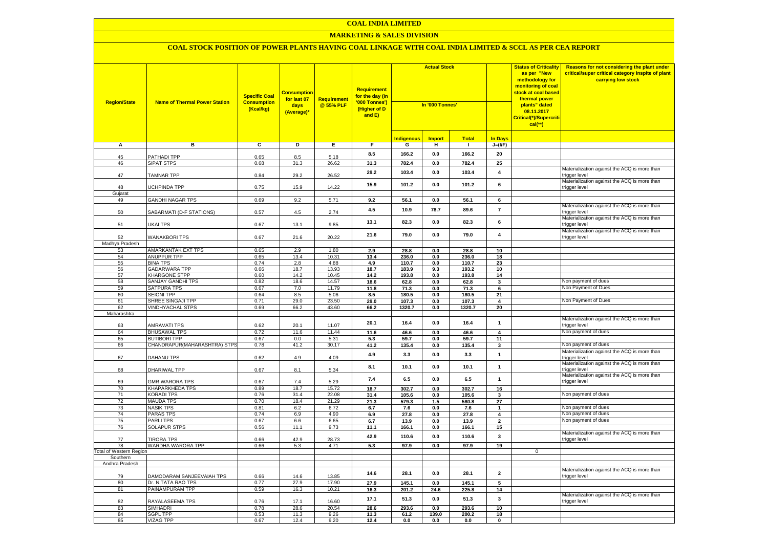# COAL INDIA LIMITED

## MARKETING & SALES DIVISION

### COAL STOCK POSITION OF POWER PLANTS HAVING COAL LINKAGE WITH COAL INDIA LIMITED & SCCL AS PER CEA REPORT

| Region/State | Name of Thermal Power Station | Specific Coal Consumption (Kcal/kg) | Consumption for last 07 days (Average)* | Requirement @ 55% PLF | Requirement for the day (In '000 Tonnes') (Higher of D and E) | Actual Stock In '000 Tonnes' | | | | Status of Criticality as per "New methodology for monitoring of coal stock at coal based thermal power plants" dated 08.11.2017 Critical(*)/Supercritical(**) | Reasons for not considering the plant under critical/super critical category inspite of plant carrying low stock |
|---|---|---|---|---|---|---|---|---|---|---|---|
| | | | | | | Indigenous | Import | Total | In Days | | |
| A | B | C | D | E | F | G | H | I | J=(I/F) | | |
| 45 | PATHADI TPP | 0.65 | 8.5 | 5.18 | 8.5 | 166.2 | 0.0 | 166.2 | 20 | | |
| 46 | SIPAT STPS | 0.68 | 31.3 | 26.62 | 31.3 | 782.4 | 0.0 | 782.4 | 25 | | |
| 47 | TAMNAR TPP | 0.84 | 29.2 | 26.52 | 29.2 | 103.4 | 0.0 | 103.4 | 4 | | Materialization against the ACQ is more than trigger level |
| 48 | UCHPINDA TPP | 0.75 | 15.9 | 14.22 | 15.9 | 101.2 | 0.0 | 101.2 | 6 | | Materialization against the ACQ is more than trigger level |
| Gujarat | | | | | | | | | | | |
| 49 | GANDHI NAGAR TPS | 0.69 | 9.2 | 5.71 | 9.2 | 56.1 | 0.0 | 56.1 | 6 | | |
| 50 | SABARMATI (D-F STATIONS) | 0.57 | 4.5 | 2.74 | 4.5 | 10.9 | 78.7 | 89.6 | 7 | | Materialization against the ACQ is more than trigger level |
| 51 | UKAI TPS | 0.67 | 13.1 | 9.85 | 13.1 | 82.3 | 0.0 | 82.3 | 6 | | Materialization against the ACQ is more than trigger level |
| 52 | WANAKBORI TPS | 0.67 | 21.6 | 20.22 | 21.6 | 79.0 | 0.0 | 79.0 | 4 | | Materialization against the ACQ is more than trigger level |
| Madhya Pradesh | | | | | | | | | | | |
| 53 | AMARKANTAK EXT TPS | 0.65 | 2.9 | 1.80 | 2.9 | 28.8 | 0.0 | 28.8 | 10 | | |
| 54 | ANUPPUR TPP | 0.65 | 13.4 | 10.31 | 13.4 | 236.0 | 0.0 | 236.0 | 18 | | |
| 55 | BINA TPS | 0.74 | 2.8 | 4.88 | 4.9 | 110.7 | 0.0 | 110.7 | 23 | | |
| 56 | GADARWARA TPP | 0.66 | 18.7 | 13.93 | 18.7 | 183.9 | 9.3 | 193.2 | 10 | | |
| 57 | KHARGONE STPP | 0.60 | 14.2 | 10.45 | 14.2 | 193.8 | 0.0 | 193.8 | 14 | | |
| 58 | SANJAY GANDHI TPS | 0.82 | 18.6 | 14.57 | 18.6 | 62.8 | 0.0 | 62.8 | 3 | | Non payment of dues |
| 59 | SATPURA TPS | 0.67 | 7.0 | 11.79 | 11.8 | 71.3 | 0.0 | 71.3 | 6 | | Non Payment of Dues |
| 60 | SEIONI TPP | 0.64 | 8.5 | 5.06 | 8.5 | 180.5 | 0.0 | 180.5 | 21 | | |
| 61 | SHREE SINGAJI TPP | 0.71 | 29.0 | 23.50 | 29.0 | 107.3 | 0.0 | 107.3 | 4 | | Non Payment of Dues |
| 62 | VINDHYACHAL STPS | 0.69 | 66.2 | 43.60 | 66.2 | 1320.7 | 0.0 | 1320.7 | 20 | | |
| Maharashtra | | | | | | | | | | | |
| 63 | AMRAVATI TPS | 0.62 | 20.1 | 11.07 | 20.1 | 16.4 | 0.0 | 16.4 | 1 | | Materialization against the ACQ is more than trigger level |
| 64 | BHUSAWAL TPS | 0.72 | 11.6 | 11.44 | 11.6 | 46.6 | 0.0 | 46.6 | 4 | | Non payment of dues |
| 65 | BUTIBORI TPP | 0.67 | 0.0 | 5.31 | 5.3 | 59.7 | 0.0 | 59.7 | 11 | | |
| 66 | CHANDRAPUR(MAHARASHTRA) STPS | 0.78 | 41.2 | 30.17 | 41.2 | 135.4 | 0.0 | 135.4 | 3 | | Non payment of dues |
| 67 | DAHANU TPS | 0.62 | 4.9 | 4.09 | 4.9 | 3.3 | 0.0 | 3.3 | 1 | | Materialization against the ACQ is more than trigger level |
| 68 | DHARIWAL TPP | 0.67 | 8.1 | 5.34 | 8.1 | 10.1 | 0.0 | 10.1 | 1 | | Materialization against the ACQ is more than trigger level |
| 69 | GMR WARORA TPS | 0.67 | 7.4 | 5.29 | 7.4 | 6.5 | 0.0 | 6.5 | 1 | | Materialization against the ACQ is more than trigger level |
| 70 | KHAPARKHEDA TPS | 0.89 | 18.7 | 15.72 | 18.7 | 302.7 | 0.0 | 302.7 | 16 | | |
| 71 | KORADI TPS | 0.76 | 31.4 | 22.08 | 31.4 | 105.6 | 0.0 | 105.6 | 3 | | Non payment of dues |
| 72 | MAUDA TPS | 0.70 | 18.4 | 21.29 | 21.3 | 579.3 | 1.5 | 580.8 | 27 | | |
| 73 | NASIK TPS | 0.81 | 6.2 | 6.72 | 6.7 | 7.6 | 0.0 | 7.6 | 1 | | Non payment of dues |
| 74 | PARAS TPS | 0.74 | 6.9 | 4.90 | 6.9 | 27.8 | 0.0 | 27.8 | 4 | | Non payment of dues |
| 75 | PARLI TPS | 0.67 | 6.6 | 6.65 | 6.7 | 13.9 | 0.0 | 13.9 | 2 | | Non payment of dues |
| 76 | SOLAPUR STPS | 0.56 | 11.1 | 9.73 | 11.1 | 166.1 | 0.0 | 166.1 | 15 | | |
| 77 | TIRORA TPS | 0.66 | 42.9 | 28.73 | 42.9 | 110.6 | 0.0 | 110.6 | 3 | | Materialization against the ACQ is more than trigger level |
| 78 | WARDHA WARORA TPP | 0.66 | 5.3 | 4.71 | 5.3 | 97.9 | 0.0 | 97.9 | 19 | | |
| Total of Western Region | | | | | | | | | | 0 | |
| Southern | | | | | | | | | | | |
| Andhra Pradesh | | | | | | | | | | | |
| 79 | DAMODARAM SANJEEVAIAH TPS | 0.66 | 14.6 | 13.85 | 14.6 | 28.1 | 0.0 | 28.1 | 2 | | Materialization against the ACQ is more than trigger level |
| 80 | Dr. N.TATA RAO TPS | 0.77 | 27.9 | 17.90 | 27.9 | 145.1 | 0.0 | 145.1 | 5 | | |
| 81 | PAINAMPURAM TPP | 0.59 | 16.3 | 10.21 | 16.3 | 201.2 | 24.6 | 225.8 | 14 | | |
| 82 | RAYALASEEMA TPS | 0.76 | 17.1 | 16.60 | 17.1 | 51.3 | 0.0 | 51.3 | 3 | | Materialization against the ACQ is more than trigger level |
| 83 | SIMHADRI | 0.78 | 28.6 | 20.54 | 28.6 | 293.6 | 0.0 | 293.6 | 10 | | |
| 84 | SGPL TPP | 0.53 | 11.3 | 9.26 | 11.3 | 61.2 | 139.0 | 200.2 | 18 | | |
| 85 | VIZAG TPP | 0.67 | 12.4 | 9.20 | 12.4 | 0.0 | 0.0 | 0.0 | 0 | | |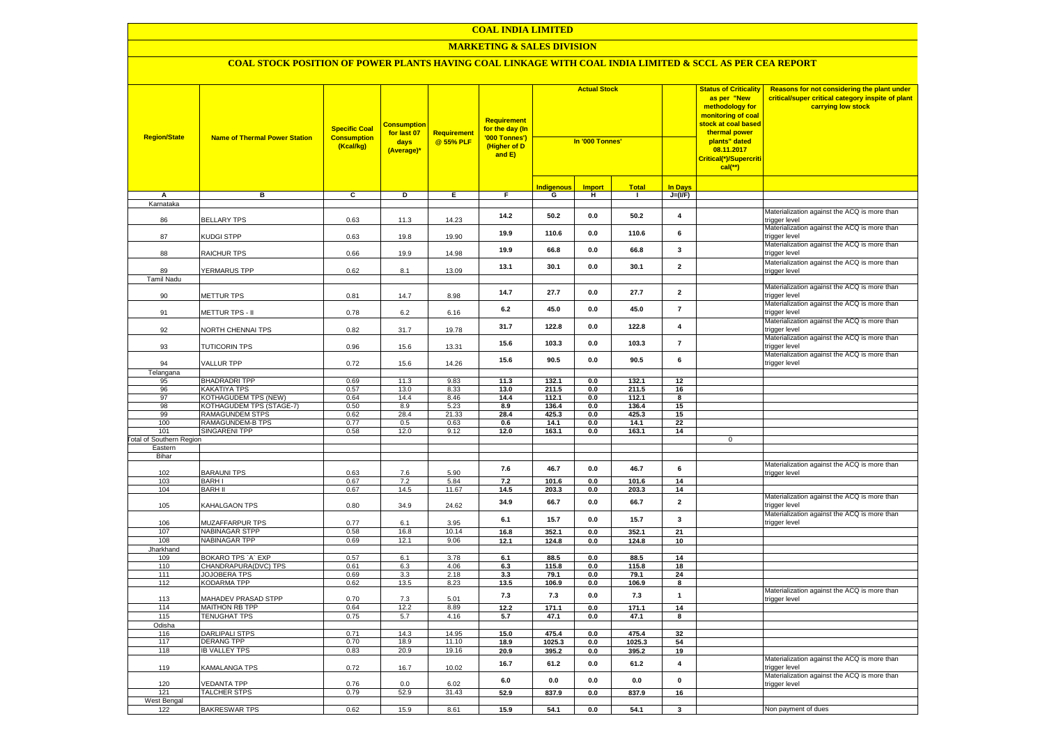# COAL INDIA LIMITED

## MARKETING & SALES DIVISION

### COAL STOCK POSITION OF POWER PLANTS HAVING COAL LINKAGE WITH COAL INDIA LIMITED & SCCL AS PER CEA REPORT

| Region/State | Name of Thermal Power Station | Specific Coal Consumption (Kcal/kg) | Consumption for last 07 days (Average)* | Requirement @ 55% PLF | Requirement for the day (In '000 Tonnes') (Higher of D and E) | Actual Stock In '000 Tonnes' | | | | Status of Criticality as per "New methodology for monitoring of coal stock at coal based thermal power plants" dated 08.11.2017 Critical(*)/Supercritical(**) | Reasons for not considering the plant under critical/super critical category inspite of plant carrying low stock |
|---|---|---|---|---|---|---|---|---|---|---|---|
| | | | | | | Indigenous | Import | Total | In Days | | |
| A | B | C | D | E | F | G | H | I | J=(I/F) | | |
| Karnataka | | | | | | | | | | | |
| 86 | BELLARY TPS | 0.63 | 11.3 | 14.23 | 14.2 | 50.2 | 0.0 | 50.2 | 4 | | Materialization against the ACQ is more than trigger level |
| 87 | KUDGI STPP | 0.63 | 19.8 | 19.90 | 19.9 | 110.6 | 0.0 | 110.6 | 6 | | Materialization against the ACQ is more than trigger level |
| 88 | RAICHUR TPS | 0.66 | 19.9 | 14.98 | 19.9 | 66.8 | 0.0 | 66.8 | 3 | | Materialization against the ACQ is more than trigger level |
| 89 | YERMARUS TPP | 0.62 | 8.1 | 13.09 | 13.1 | 30.1 | 0.0 | 30.1 | 2 | | Materialization against the ACQ is more than trigger level |
| Tamil Nadu | | | | | | | | | | | |
| 90 | METTUR TPS | 0.81 | 14.7 | 8.98 | 14.7 | 27.7 | 0.0 | 27.7 | 2 | | Materialization against the ACQ is more than trigger level |
| 91 | METTUR TPS - II | 0.78 | 6.2 | 6.16 | 6.2 | 45.0 | 0.0 | 45.0 | 7 | | Materialization against the ACQ is more than trigger level |
| 92 | NORTH CHENNAI TPS | 0.82 | 31.7 | 19.78 | 31.7 | 122.8 | 0.0 | 122.8 | 4 | | Materialization against the ACQ is more than trigger level |
| 93 | TUTICORIN TPS | 0.96 | 15.6 | 13.31 | 15.6 | 103.3 | 0.0 | 103.3 | 7 | | Materialization against the ACQ is more than trigger level |
| 94 | VALLUR TPP | 0.72 | 15.6 | 14.26 | 15.6 | 90.5 | 0.0 | 90.5 | 6 | | Materialization against the ACQ is more than trigger level |
| Telangana | | | | | | | | | | | |
| 95 | BHADRADRI TPP | 0.69 | 11.3 | 9.83 | 11.3 | 132.1 | 0.0 | 132.1 | 12 | | |
| 96 | KAKATIYA TPS | 0.57 | 13.0 | 8.33 | 13.0 | 211.5 | 0.0 | 211.5 | 16 | | |
| 97 | KOTHAGUDEM TPS (NEW) | 0.64 | 14.4 | 8.46 | 14.4 | 112.1 | 0.0 | 112.1 | 8 | | |
| 98 | KOTHAGUDEM TPS (STAGE-7) | 0.50 | 8.9 | 5.23 | 8.9 | 136.4 | 0.0 | 136.4 | 15 | | |
| 99 | RAMAGUNDEM STPS | 0.62 | 28.4 | 21.33 | 28.4 | 425.3 | 0.0 | 425.3 | 15 | | |
| 100 | RAMAGUNDEM-B TPS | 0.77 | 0.5 | 0.63 | 0.6 | 14.1 | 0.0 | 14.1 | 22 | | |
| 101 | SINGARENI TPP | 0.58 | 12.0 | 9.12 | 12.0 | 163.1 | 0.0 | 163.1 | 14 | | |
| Total of Southern Region | | | | | | | | | | 0 | |
| Eastern | | | | | | | | | | | |
| Bihar | | | | | | | | | | | |
| 102 | BARAUNI TPS | 0.63 | 7.6 | 5.90 | 7.6 | 46.7 | 0.0 | 46.7 | 6 | | Materialization against the ACQ is more than trigger level |
| 103 | BARH I | 0.67 | 7.2 | 5.84 | 7.2 | 101.6 | 0.0 | 101.6 | 14 | | |
| 104 | BARH II | 0.67 | 14.5 | 11.67 | 14.5 | 203.3 | 0.0 | 203.3 | 14 | | |
| 105 | KAHALGAON TPS | 0.80 | 34.9 | 24.62 | 34.9 | 66.7 | 0.0 | 66.7 | 2 | | Materialization against the ACQ is more than trigger level |
| 106 | MUZAFFARPUR TPS | 0.77 | 6.1 | 3.95 | 6.1 | 15.7 | 0.0 | 15.7 | 3 | | Materialization against the ACQ is more than trigger level |
| 107 | NABINAGAR STPP | 0.58 | 16.8 | 10.14 | 16.8 | 352.1 | 0.0 | 352.1 | 21 | | |
| 108 | NABINAGAR TPP | 0.69 | 12.1 | 9.06 | 12.1 | 124.8 | 0.0 | 124.8 | 10 | | |
| Jharkhand | | | | | | | | | | | |
| 109 | BOKARO TPS `A` EXP | 0.57 | 6.1 | 3.78 | 6.1 | 88.5 | 0.0 | 88.5 | 14 | | |
| 110 | CHANDRAPURA(DVC) TPS | 0.61 | 6.3 | 4.06 | 6.3 | 115.8 | 0.0 | 115.8 | 18 | | |
| 111 | JOJOBERA TPS | 0.69 | 3.3 | 2.18 | 3.3 | 79.1 | 0.0 | 79.1 | 24 | | |
| 112 | KODARMA TPP | 0.62 | 13.5 | 8.23 | 13.5 | 106.9 | 0.0 | 106.9 | 8 | | |
| 113 | MAHADEV PRASAD STPP | 0.70 | 7.3 | 5.01 | 7.3 | 7.3 | 0.0 | 7.3 | 1 | | Materialization against the ACQ is more than trigger level |
| 114 | MAITHON RB TPP | 0.64 | 12.2 | 8.89 | 12.2 | 171.1 | 0.0 | 171.1 | 14 | | |
| 115 | TENUGHAT TPS | 0.75 | 5.7 | 4.16 | 5.7 | 47.1 | 0.0 | 47.1 | 8 | | |
| Odisha | | | | | | | | | | | |
| 116 | DARLIPALI STPS | 0.71 | 14.3 | 14.95 | 15.0 | 475.4 | 0.0 | 475.4 | 32 | | |
| 117 | DERANG TPP | 0.70 | 18.9 | 11.10 | 18.9 | 1025.3 | 0.0 | 1025.3 | 54 | | |
| 118 | IB VALLEY TPS | 0.83 | 20.9 | 19.16 | 20.9 | 395.2 | 0.0 | 395.2 | 19 | | |
| 119 | KAMALANGA TPS | 0.72 | 16.7 | 10.02 | 16.7 | 61.2 | 0.0 | 61.2 | 4 | | Materialization against the ACQ is more than trigger level |
| 120 | VEDANTA TPP | 0.76 | 0.0 | 6.02 | 6.0 | 0.0 | 0.0 | 0.0 | 0 | | Materialization against the ACQ is more than trigger level |
| 121 | TALCHER STPS | 0.79 | 52.9 | 31.43 | 52.9 | 837.9 | 0.0 | 837.9 | 16 | | |
| West Bengal | | | | | | | | | | | |
| 122 | BAKRESWAR TPS | 0.62 | 15.9 | 8.61 | 15.9 | 54.1 | 0.0 | 54.1 | 3 | | Non payment of dues |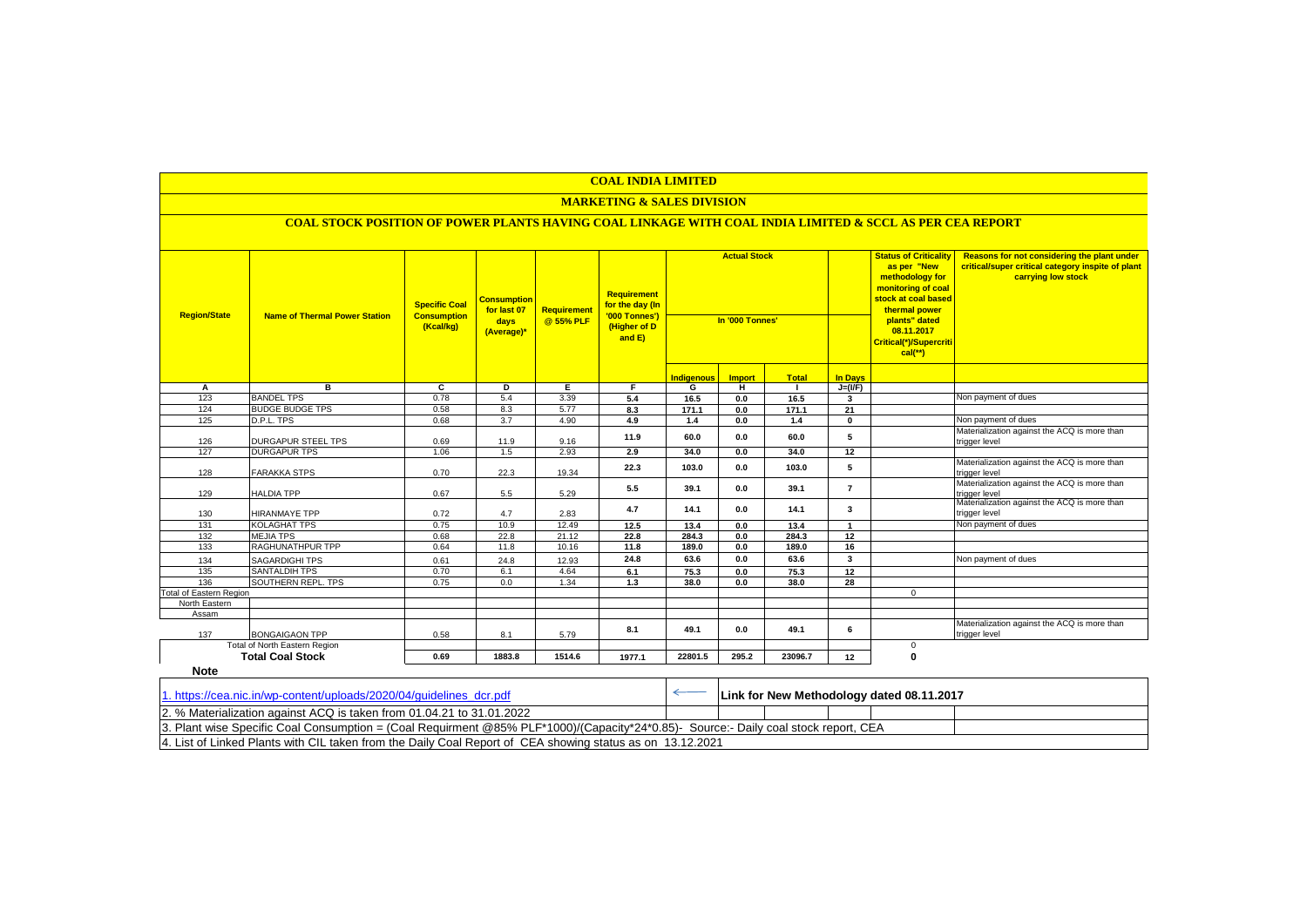# COAL INDIA LIMITED

## MARKETING & SALES DIVISION

### COAL STOCK POSITION OF POWER PLANTS HAVING COAL LINKAGE WITH COAL INDIA LIMITED & SCCL AS PER CEA REPORT

| Region/State | Name of Thermal Power Station | Specific Coal Consumption (Kcal/kg) | Consumption for last 07 days (Average)* | Requirement @ 55% PLF | Requirement for the day (In '000 Tonnes') (Higher of D and E) | Actual Stock In '000 Tonnes' | | | | Status of Criticality as per "New methodology for monitoring of coal stock at coal based thermal power plants" dated 08.11.2017 Critical(*)/Supercritical(**) | Reasons for not considering the plant under critical/super critical category inspite of plant carrying low stock |
|---|---|---|---|---|---|---|---|---|---|---|---|
| | | | | | | Indigenous | Import | Total | In Days | | |
| A | B | C | D | E | F | G | H | I | J=(I/F) | | |
| 123 | BANDEL TPS | 0.78 | 5.4 | 3.39 | 5.4 | 16.5 | 0.0 | 16.5 | 3 | | Non payment of dues |
| 124 | BUDGE BUDGE TPS | 0.58 | 8.3 | 5.77 | 8.3 | 171.1 | 0.0 | 171.1 | 21 | | |
| 125 | D.P.L. TPS | 0.68 | 3.7 | 4.90 | 4.9 | 1.4 | 0.0 | 1.4 | 0 | | Non payment of dues |
| 126 | DURGAPUR STEEL TPS | 0.69 | 11.9 | 9.16 | 11.9 | 60.0 | 0.0 | 60.0 | 5 | | Materialization against the ACQ is more than trigger level |
| 127 | DURGAPUR TPS | 1.06 | 1.5 | 2.93 | 2.9 | 34.0 | 0.0 | 34.0 | 12 | | |
| 128 | FARAKKA STPS | 0.70 | 22.3 | 19.34 | 22.3 | 103.0 | 0.0 | 103.0 | 5 | | Materialization against the ACQ is more than trigger level |
| 129 | HALDIA TPP | 0.67 | 5.5 | 5.29 | 5.5 | 39.1 | 0.0 | 39.1 | 7 | | Materialization against the ACQ is more than trigger level |
| 130 | HIRANMAYE TPP | 0.72 | 4.7 | 2.83 | 4.7 | 14.1 | 0.0 | 14.1 | 3 | | Materialization against the ACQ is more than trigger level |
| 131 | KOLAGHAT TPS | 0.75 | 10.9 | 12.49 | 12.5 | 13.4 | 0.0 | 13.4 | 1 | | Non payment of dues |
| 132 | MEJIA TPS | 0.68 | 22.8 | 21.12 | 22.8 | 284.3 | 0.0 | 284.3 | 12 | | |
| 133 | RAGHUNATHPUR TPP | 0.64 | 11.8 | 10.16 | 11.8 | 189.0 | 0.0 | 189.0 | 16 | | |
| 134 | SAGARDIGHI TPS | 0.61 | 24.8 | 12.93 | 24.8 | 63.6 | 0.0 | 63.6 | 3 | | Non payment of dues |
| 135 | SANTALDIH TPS | 0.70 | 6.1 | 4.64 | 6.1 | 75.3 | 0.0 | 75.3 | 12 | | |
| 136 | SOUTHERN REPL. TPS | 0.75 | 0.0 | 1.34 | 1.3 | 38.0 | 0.0 | 38.0 | 28 | | |
| Total of Eastern Region | | | | | | | | | | 0 | |
| North Eastern | | | | | | | | | | | |
| Assam | | | | | | | | | | | |
| 137 | BONGAIGAON TPP | 0.58 | 8.1 | 5.79 | 8.1 | 49.1 | 0.0 | 49.1 | 6 | | Materialization against the ACQ is more than trigger level |
| Total of North Eastern Region | | | | | | | | | | 0 | |
| Total Coal Stock | | 0.69 | 1883.8 | 1514.6 | 1977.1 | 22801.5 | 295.2 | 23096.7 | 12 | 0 | |

**Note**

1. https://cea.nic.in/wp-content/uploads/2020/04/guidelines_dcr.pdf ← Link for New Methodology dated 08.11.2017
2. % Materialization against ACQ is taken from 01.04.21 to 31.01.2022
3. Plant wise Specific Coal Consumption = (Coal Requirment @85% PLF*1000)/(Capacity*24*0.85)- Source:- Daily coal stock report, CEA
4. List of Linked Plants with CIL taken from the Daily Coal Report of CEA showing status as on 13.12.2021